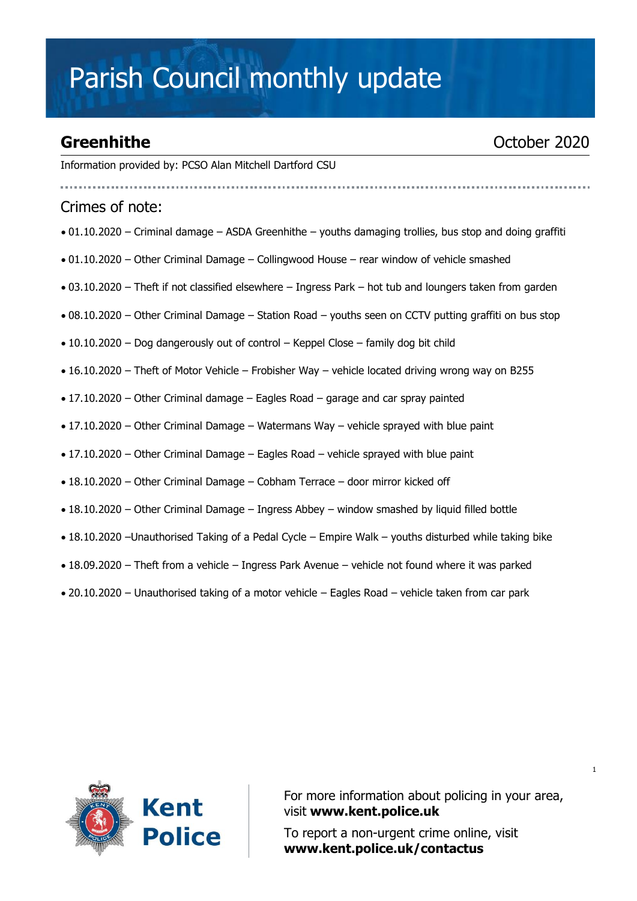# Parish Council monthly update

## Greenhithe

October 2020

Information provided by: PCSO Alan Mitchell Dartford CSU

### Crimes of note:

- 01.10.2020 – Criminal damage – ASDA Greenhithe – youths damaging trollies, bus stop and doing graffiti
- 01.10.2020 – Other Criminal Damage – Collingwood House – rear window of vehicle smashed
- 03.10.2020 – Theft if not classified elsewhere – Ingress Park – hot tub and loungers taken from garden
- 08.10.2020 – Other Criminal Damage – Station Road – youths seen on CCTV putting graffiti on bus stop
- 10.10.2020 – Dog dangerously out of control – Keppel Close – family dog bit child
- 16.10.2020 – Theft of Motor Vehicle – Frobisher Way – vehicle located driving wrong way on B255
- 17.10.2020 – Other Criminal damage – Eagles Road – garage and car spray painted
- 17.10.2020 – Other Criminal Damage – Watermans Way – vehicle sprayed with blue paint
- 17.10.2020 – Other Criminal Damage – Eagles Road – vehicle sprayed with blue paint
- 18.10.2020 – Other Criminal Damage – Cobham Terrace – door mirror kicked off
- 18.10.2020 – Other Criminal Damage – Ingress Abbey – window smashed by liquid filled bottle
- 18.10.2020 –Unauthorised Taking of a Pedal Cycle – Empire Walk – youths disturbed while taking bike
- 18.09.2020 – Theft from a vehicle – Ingress Park Avenue – vehicle not found where it was parked
- 20.10.2020 – Unauthorised taking of a motor vehicle – Eagles Road – vehicle taken from car park

**Kent Police**

For more information about policing in your area, visit **www.kent.police.uk**

To report a non-urgent crime online, visit **www.kent.police.uk/contactus**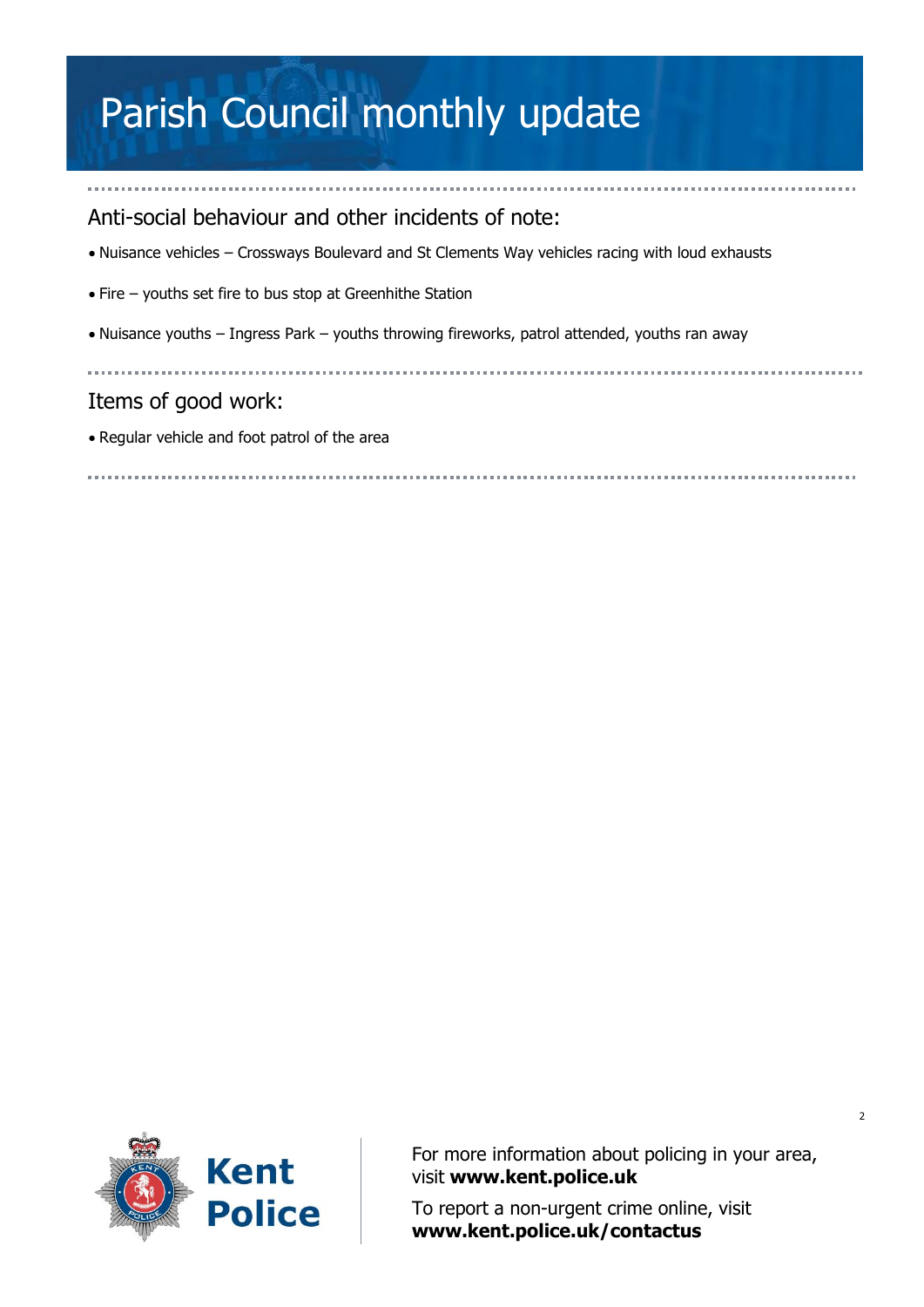# Parish Council monthly update

## Anti-social behaviour and other incidents of note:

- Nuisance vehicles – Crossways Boulevard and St Clements Way vehicles racing with loud exhausts
- Fire – youths set fire to bus stop at Greenhithe Station
- Nuisance youths – Ingress Park – youths throwing fireworks, patrol attended, youths ran away

## Items of good work:

- Regular vehicle and foot patrol of the area

Kent Police

For more information about policing in your area, visit **www.kent.police.uk**

To report a non-urgent crime online, visit **www.kent.police.uk/contactus**